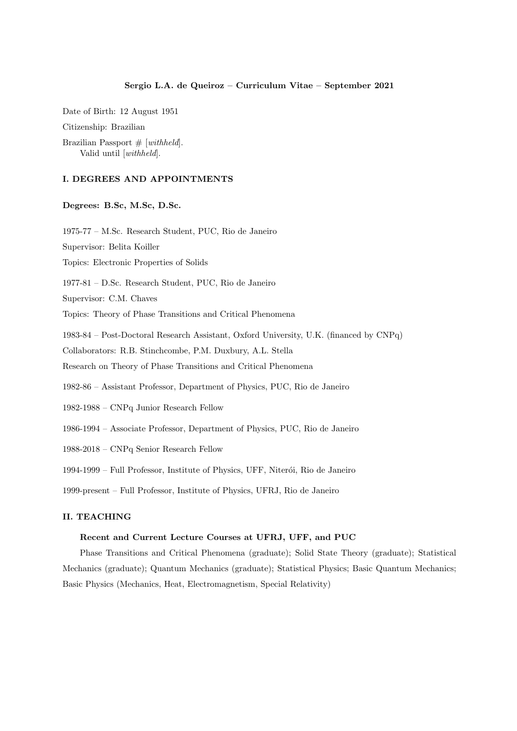**Sergio L.A. de Queiroz – Curriculum Vitae – September 2021**

Date of Birth: 12 August 1951

Citizenship: Brazilian

Brazilian Passport # [*withheld*].
Valid until [*withheld*].

## I. DEGREES AND APPOINTMENTS

### Degrees: B.Sc, M.Sc, D.Sc.

1975-77 – M.Sc. Research Student, PUC, Rio de Janeiro

Supervisor: Belita Koiller

Topics: Electronic Properties of Solids

1977-81 – D.Sc. Research Student, PUC, Rio de Janeiro

Supervisor: C.M. Chaves

Topics: Theory of Phase Transitions and Critical Phenomena

1983-84 – Post-Doctoral Research Assistant, Oxford University, U.K. (financed by CNPq)

Collaborators: R.B. Stinchcombe, P.M. Duxbury, A.L. Stella

Research on Theory of Phase Transitions and Critical Phenomena

1982-86 – Assistant Professor, Department of Physics, PUC, Rio de Janeiro

1982-1988 – CNPq Junior Research Fellow

1986-1994 – Associate Professor, Department of Physics, PUC, Rio de Janeiro

1988-2018 – CNPq Senior Research Fellow

1994-1999 – Full Professor, Institute of Physics, UFF, Niterói, Rio de Janeiro

1999-present – Full Professor, Institute of Physics, UFRJ, Rio de Janeiro

## II. TEACHING

### Recent and Current Lecture Courses at UFRJ, UFF, and PUC

Phase Transitions and Critical Phenomena (graduate); Solid State Theory (graduate); Statistical Mechanics (graduate); Quantum Mechanics (graduate); Statistical Physics; Basic Quantum Mechanics; Basic Physics (Mechanics, Heat, Electromagnetism, Special Relativity)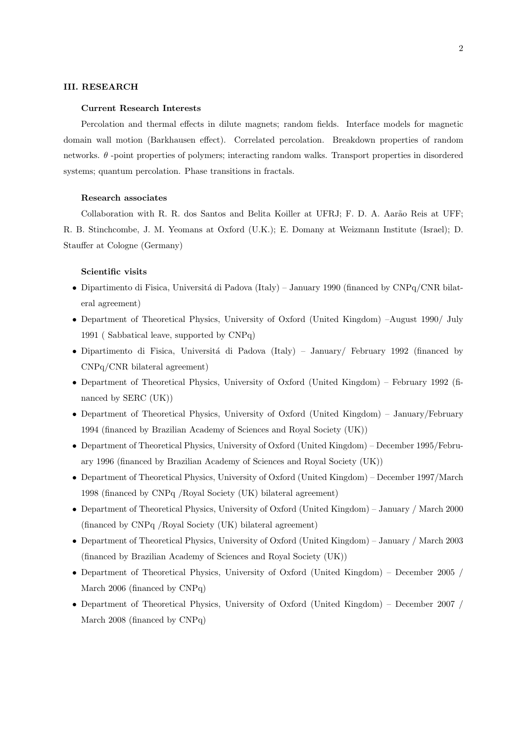## III. RESEARCH

### Current Research Interests

Percolation and thermal effects in dilute magnets; random fields. Interface models for magnetic domain wall motion (Barkhausen effect). Correlated percolation. Breakdown properties of random networks. $\theta$ -point properties of polymers; interacting random walks. Transport properties in disordered systems; quantum percolation. Phase transitions in fractals.

### Research associates

Collaboration with R. R. dos Santos and Belita Koiller at UFRJ; F. D. A. Aarão Reis at UFF; R. B. Stinchcombe, J. M. Yeomans at Oxford (U.K.); E. Domany at Weizmann Institute (Israel); D. Stauffer at Cologne (Germany)

### Scientific visits

- Dipartimento di Fisica, Universitá di Padova (Italy) – January 1990 (financed by CNPq/CNR bilateral agreement)
- Department of Theoretical Physics, University of Oxford (United Kingdom) –August 1990/ July 1991 ( Sabbatical leave, supported by CNPq)
- Dipartimento di Fisica, Universitá di Padova (Italy) – January/ February 1992 (financed by CNPq/CNR bilateral agreement)
- Department of Theoretical Physics, University of Oxford (United Kingdom) – February 1992 (financed by SERC (UK))
- Department of Theoretical Physics, University of Oxford (United Kingdom) – January/February 1994 (financed by Brazilian Academy of Sciences and Royal Society (UK))
- Department of Theoretical Physics, University of Oxford (United Kingdom) – December 1995/February 1996 (financed by Brazilian Academy of Sciences and Royal Society (UK))
- Department of Theoretical Physics, University of Oxford (United Kingdom) – December 1997/March 1998 (financed by CNPq /Royal Society (UK) bilateral agreement)
- Department of Theoretical Physics, University of Oxford (United Kingdom) – January / March 2000 (financed by CNPq /Royal Society (UK) bilateral agreement)
- Department of Theoretical Physics, University of Oxford (United Kingdom) – January / March 2003 (financed by Brazilian Academy of Sciences and Royal Society (UK))
- Department of Theoretical Physics, University of Oxford (United Kingdom) – December 2005 / March 2006 (financed by CNPq)
- Department of Theoretical Physics, University of Oxford (United Kingdom) – December 2007 / March 2008 (financed by CNPq)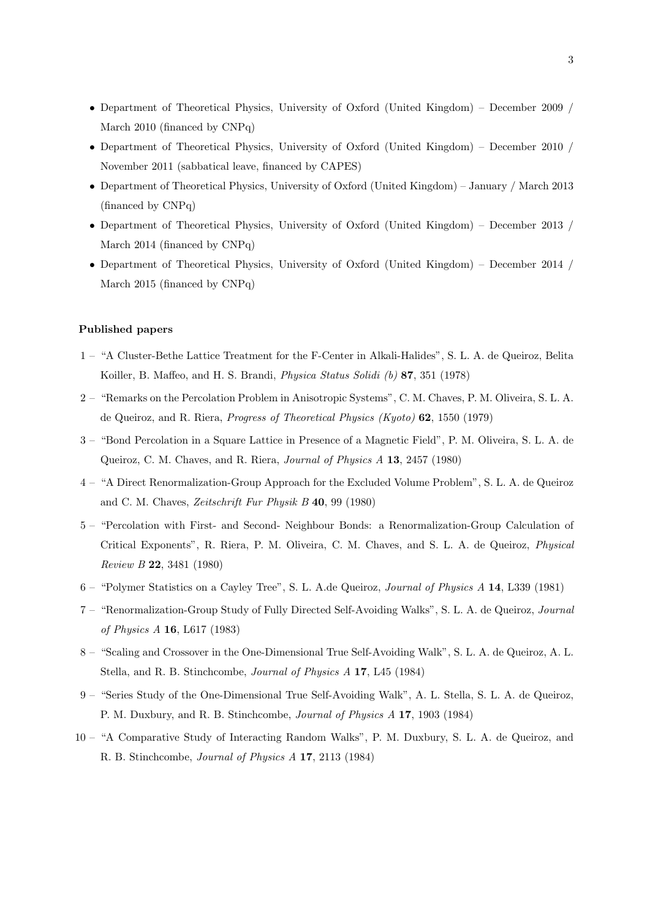- Department of Theoretical Physics, University of Oxford (United Kingdom) – December 2009 / March 2010 (financed by CNPq)
- Department of Theoretical Physics, University of Oxford (United Kingdom) – December 2010 / November 2011 (sabbatical leave, financed by CAPES)
- Department of Theoretical Physics, University of Oxford (United Kingdom) – January / March 2013 (financed by CNPq)
- Department of Theoretical Physics, University of Oxford (United Kingdom) – December 2013 / March 2014 (financed by CNPq)
- Department of Theoretical Physics, University of Oxford (United Kingdom) – December 2014 / March 2015 (financed by CNPq)

**Published papers**

1 – "A Cluster-Bethe Lattice Treatment for the F-Center in Alkali-Halides", S. L. A. de Queiroz, Belita Koiller, B. Maffeo, and H. S. Brandi, *Physica Status Solidi (b)* **87**, 351 (1978)

2 – "Remarks on the Percolation Problem in Anisotropic Systems", C. M. Chaves, P. M. Oliveira, S. L. A. de Queiroz, and R. Riera, *Progress of Theoretical Physics (Kyoto)* **62**, 1550 (1979)

3 – "Bond Percolation in a Square Lattice in Presence of a Magnetic Field", P. M. Oliveira, S. L. A. de Queiroz, C. M. Chaves, and R. Riera, *Journal of Physics A* **13**, 2457 (1980)

4 – "A Direct Renormalization-Group Approach for the Excluded Volume Problem", S. L. A. de Queiroz and C. M. Chaves, *Zeitschrift Fur Physik B* **40**, 99 (1980)

5 – "Percolation with First- and Second- Neighbour Bonds: a Renormalization-Group Calculation of Critical Exponents", R. Riera, P. M. Oliveira, C. M. Chaves, and S. L. A. de Queiroz, *Physical Review B* **22**, 3481 (1980)

6 – "Polymer Statistics on a Cayley Tree", S. L. A.de Queiroz, *Journal of Physics A* **14**, L339 (1981)

7 – "Renormalization-Group Study of Fully Directed Self-Avoiding Walks", S. L. A. de Queiroz, *Journal of Physics A* **16**, L617 (1983)

8 – "Scaling and Crossover in the One-Dimensional True Self-Avoiding Walk", S. L. A. de Queiroz, A. L. Stella, and R. B. Stinchcombe, *Journal of Physics A* **17**, L45 (1984)

9 – "Series Study of the One-Dimensional True Self-Avoiding Walk", A. L. Stella, S. L. A. de Queiroz, P. M. Duxbury, and R. B. Stinchcombe, *Journal of Physics A* **17**, 1903 (1984)

10 – "A Comparative Study of Interacting Random Walks", P. M. Duxbury, S. L. A. de Queiroz, and R. B. Stinchcombe, *Journal of Physics A* **17**, 2113 (1984)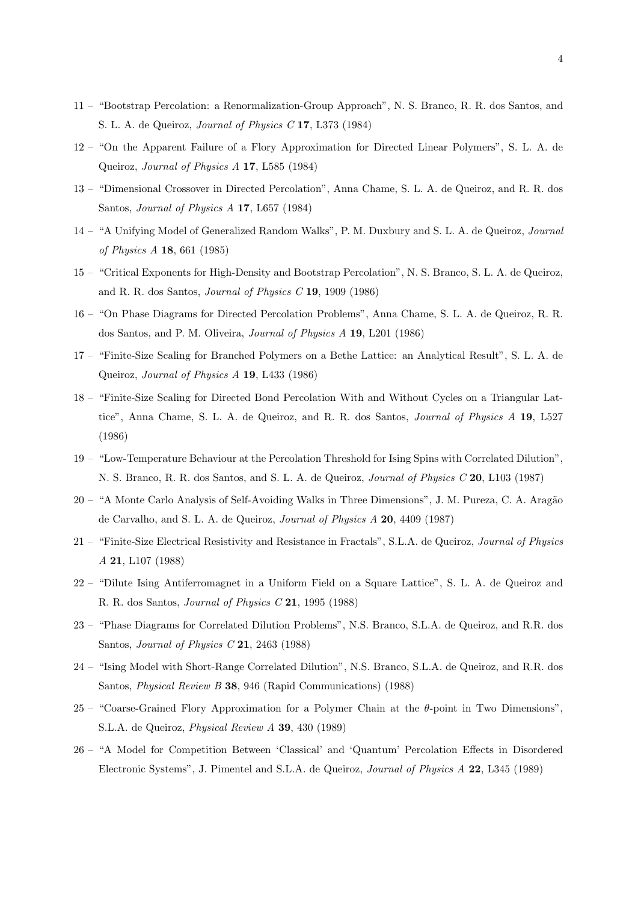11 – "Bootstrap Percolation: a Renormalization-Group Approach", N. S. Branco, R. R. dos Santos, and S. L. A. de Queiroz, *Journal of Physics C* **17**, L373 (1984)

12 – "On the Apparent Failure of a Flory Approximation for Directed Linear Polymers", S. L. A. de Queiroz, *Journal of Physics A* **17**, L585 (1984)

13 – "Dimensional Crossover in Directed Percolation", Anna Chame, S. L. A. de Queiroz, and R. R. dos Santos, *Journal of Physics A* **17**, L657 (1984)

14 – "A Unifying Model of Generalized Random Walks", P. M. Duxbury and S. L. A. de Queiroz, *Journal of Physics A* **18**, 661 (1985)

15 – "Critical Exponents for High-Density and Bootstrap Percolation", N. S. Branco, S. L. A. de Queiroz, and R. R. dos Santos, *Journal of Physics C* **19**, 1909 (1986)

16 – "On Phase Diagrams for Directed Percolation Problems", Anna Chame, S. L. A. de Queiroz, R. R. dos Santos, and P. M. Oliveira, *Journal of Physics A* **19**, L201 (1986)

17 – "Finite-Size Scaling for Branched Polymers on a Bethe Lattice: an Analytical Result", S. L. A. de Queiroz, *Journal of Physics A* **19**, L433 (1986)

18 – "Finite-Size Scaling for Directed Bond Percolation With and Without Cycles on a Triangular Lattice", Anna Chame, S. L. A. de Queiroz, and R. R. dos Santos, *Journal of Physics A* **19**, L527 (1986)

19 – "Low-Temperature Behaviour at the Percolation Threshold for Ising Spins with Correlated Dilution", N. S. Branco, R. R. dos Santos, and S. L. A. de Queiroz, *Journal of Physics C* **20**, L103 (1987)

20 – "A Monte Carlo Analysis of Self-Avoiding Walks in Three Dimensions", J. M. Pureza, C. A. Aragão de Carvalho, and S. L. A. de Queiroz, *Journal of Physics A* **20**, 4409 (1987)

21 – "Finite-Size Electrical Resistivity and Resistance in Fractals", S.L.A. de Queiroz, *Journal of Physics A* **21**, L107 (1988)

22 – "Dilute Ising Antiferromagnet in a Uniform Field on a Square Lattice", S. L. A. de Queiroz and R. R. dos Santos, *Journal of Physics C* **21**, 1995 (1988)

23 – "Phase Diagrams for Correlated Dilution Problems", N.S. Branco, S.L.A. de Queiroz, and R.R. dos Santos, *Journal of Physics C* **21**, 2463 (1988)

24 – "Ising Model with Short-Range Correlated Dilution", N.S. Branco, S.L.A. de Queiroz, and R.R. dos Santos, *Physical Review B* **38**, 946 (Rapid Communications) (1988)

25 – "Coarse-Grained Flory Approximation for a Polymer Chain at the $\theta$-point in Two Dimensions", S.L.A. de Queiroz, *Physical Review A* **39**, 430 (1989)

26 – "A Model for Competition Between 'Classical' and 'Quantum' Percolation Effects in Disordered Electronic Systems", J. Pimentel and S.L.A. de Queiroz, *Journal of Physics A* **22**, L345 (1989)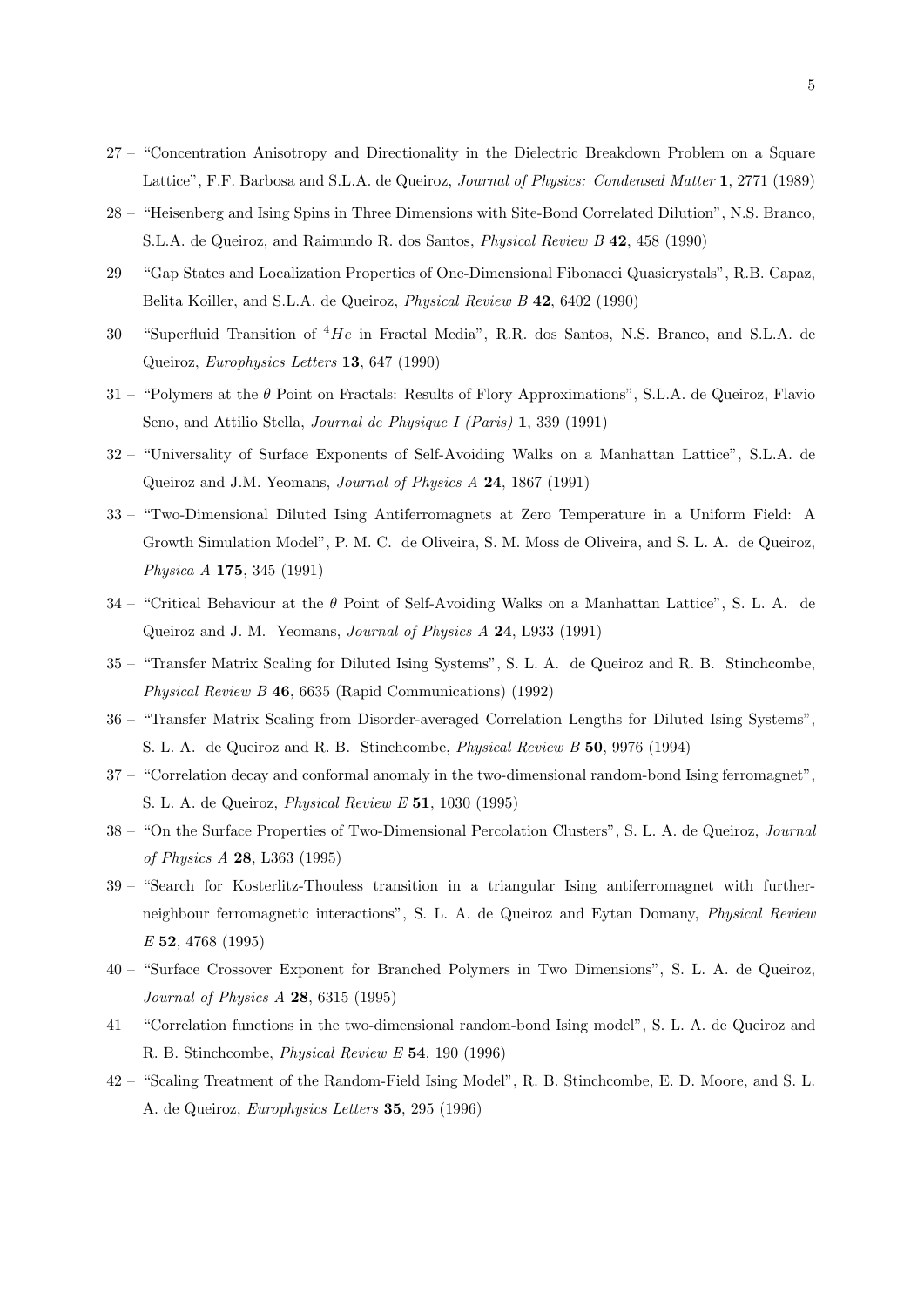27 – "Concentration Anisotropy and Directionality in the Dielectric Breakdown Problem on a Square Lattice", F.F. Barbosa and S.L.A. de Queiroz, *Journal of Physics: Condensed Matter* **1**, 2771 (1989)

28 – "Heisenberg and Ising Spins in Three Dimensions with Site-Bond Correlated Dilution", N.S. Branco, S.L.A. de Queiroz, and Raimundo R. dos Santos, *Physical Review B* **42**, 458 (1990)

29 – "Gap States and Localization Properties of One-Dimensional Fibonacci Quasicrystals", R.B. Capaz, Belita Koiller, and S.L.A. de Queiroz, *Physical Review B* **42**, 6402 (1990)

30 – "Superfluid Transition of $^4He$ in Fractal Media", R.R. dos Santos, N.S. Branco, and S.L.A. de Queiroz, *Europhysics Letters* **13**, 647 (1990)

31 – "Polymers at the $\theta$ Point on Fractals: Results of Flory Approximations", S.L.A. de Queiroz, Flavio Seno, and Attilio Stella, *Journal de Physique I (Paris)* **1**, 339 (1991)

32 – "Universality of Surface Exponents of Self-Avoiding Walks on a Manhattan Lattice", S.L.A. de Queiroz and J.M. Yeomans, *Journal of Physics A* **24**, 1867 (1991)

33 – "Two-Dimensional Diluted Ising Antiferromagnets at Zero Temperature in a Uniform Field: A Growth Simulation Model", P. M. C. de Oliveira, S. M. Moss de Oliveira, and S. L. A. de Queiroz, *Physica A* **175**, 345 (1991)

34 – "Critical Behaviour at the $\theta$ Point of Self-Avoiding Walks on a Manhattan Lattice", S. L. A. de Queiroz and J. M. Yeomans, *Journal of Physics A* **24**, L933 (1991)

35 – "Transfer Matrix Scaling for Diluted Ising Systems", S. L. A. de Queiroz and R. B. Stinchcombe, *Physical Review B* **46**, 6635 (Rapid Communications) (1992)

36 – "Transfer Matrix Scaling from Disorder-averaged Correlation Lengths for Diluted Ising Systems", S. L. A. de Queiroz and R. B. Stinchcombe, *Physical Review B* **50**, 9976 (1994)

37 – "Correlation decay and conformal anomaly in the two-dimensional random-bond Ising ferromagnet", S. L. A. de Queiroz, *Physical Review E* **51**, 1030 (1995)

38 – "On the Surface Properties of Two-Dimensional Percolation Clusters", S. L. A. de Queiroz, *Journal of Physics A* **28**, L363 (1995)

39 – "Search for Kosterlitz-Thouless transition in a triangular Ising antiferromagnet with further-neighbour ferromagnetic interactions", S. L. A. de Queiroz and Eytan Domany, *Physical Review E* **52**, 4768 (1995)

40 – "Surface Crossover Exponent for Branched Polymers in Two Dimensions", S. L. A. de Queiroz, *Journal of Physics A* **28**, 6315 (1995)

41 – "Correlation functions in the two-dimensional random-bond Ising model", S. L. A. de Queiroz and R. B. Stinchcombe, *Physical Review E* **54**, 190 (1996)

42 – "Scaling Treatment of the Random-Field Ising Model", R. B. Stinchcombe, E. D. Moore, and S. L. A. de Queiroz, *Europhysics Letters* **35**, 295 (1996)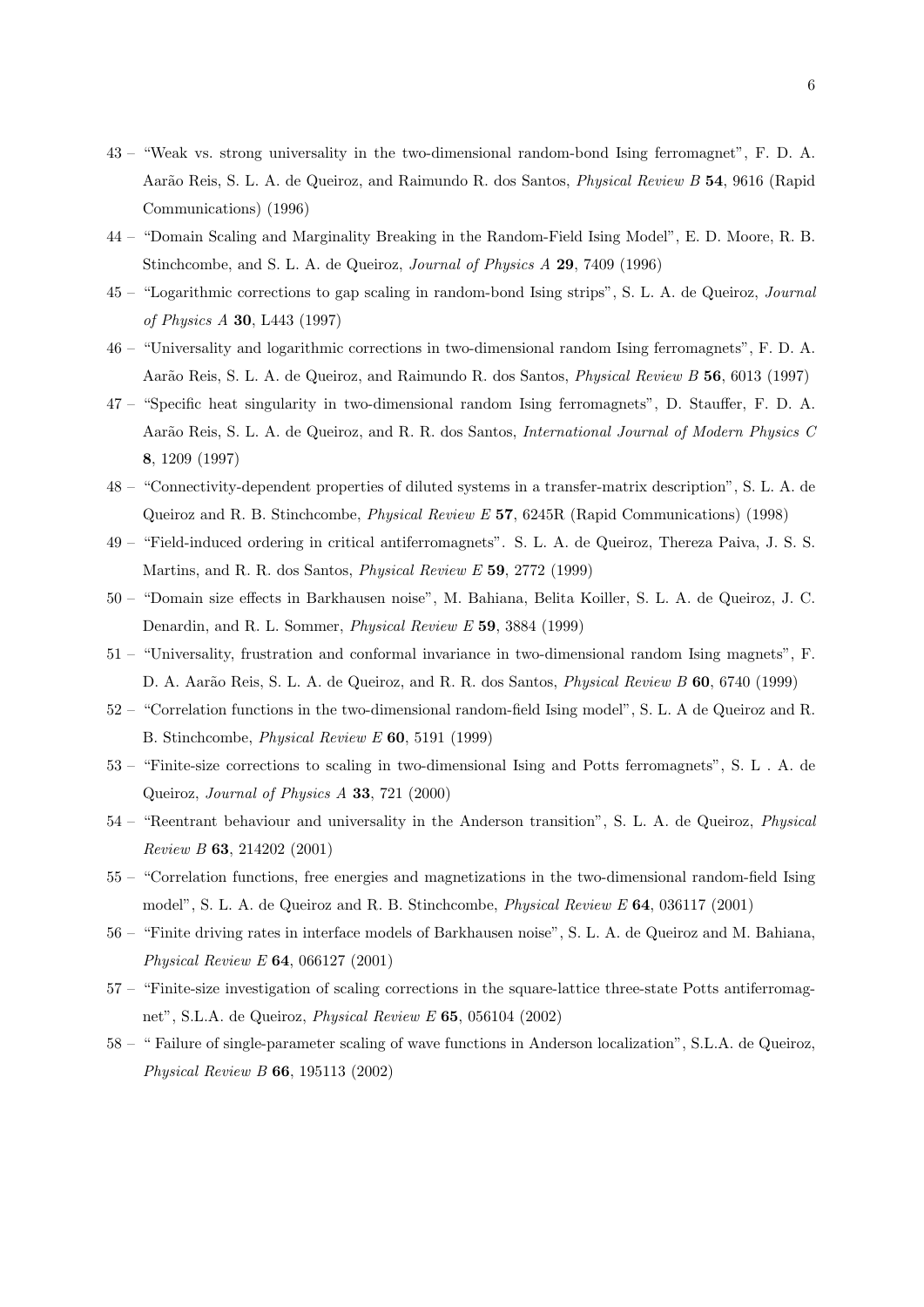43 – "Weak vs. strong universality in the two-dimensional random-bond Ising ferromagnet", F. D. A. Aarão Reis, S. L. A. de Queiroz, and Raimundo R. dos Santos, *Physical Review B* **54**, 9616 (Rapid Communications) (1996)

44 – "Domain Scaling and Marginality Breaking in the Random-Field Ising Model", E. D. Moore, R. B. Stinchcombe, and S. L. A. de Queiroz, *Journal of Physics A* **29**, 7409 (1996)

45 – "Logarithmic corrections to gap scaling in random-bond Ising strips", S. L. A. de Queiroz, *Journal of Physics A* **30**, L443 (1997)

46 – "Universality and logarithmic corrections in two-dimensional random Ising ferromagnets", F. D. A. Aarão Reis, S. L. A. de Queiroz, and Raimundo R. dos Santos, *Physical Review B* **56**, 6013 (1997)

47 – "Specific heat singularity in two-dimensional random Ising ferromagnets", D. Stauffer, F. D. A. Aarão Reis, S. L. A. de Queiroz, and R. R. dos Santos, *International Journal of Modern Physics C* **8**, 1209 (1997)

48 – "Connectivity-dependent properties of diluted systems in a transfer-matrix description", S. L. A. de Queiroz and R. B. Stinchcombe, *Physical Review E* **57**, 6245R (Rapid Communications) (1998)

49 – "Field-induced ordering in critical antiferromagnets". S. L. A. de Queiroz, Thereza Paiva, J. S. S. Martins, and R. R. dos Santos, *Physical Review E* **59**, 2772 (1999)

50 – "Domain size effects in Barkhausen noise", M. Bahiana, Belita Koiller, S. L. A. de Queiroz, J. C. Denardin, and R. L. Sommer, *Physical Review E* **59**, 3884 (1999)

51 – "Universality, frustration and conformal invariance in two-dimensional random Ising magnets", F. D. A. Aarão Reis, S. L. A. de Queiroz, and R. R. dos Santos, *Physical Review B* **60**, 6740 (1999)

52 – "Correlation functions in the two-dimensional random-field Ising model", S. L. A de Queiroz and R. B. Stinchcombe, *Physical Review E* **60**, 5191 (1999)

53 – "Finite-size corrections to scaling in two-dimensional Ising and Potts ferromagnets", S. L . A. de Queiroz, *Journal of Physics A* **33**, 721 (2000)

54 – "Reentrant behaviour and universality in the Anderson transition", S. L. A. de Queiroz, *Physical Review B* **63**, 214202 (2001)

55 – "Correlation functions, free energies and magnetizations in the two-dimensional random-field Ising model", S. L. A. de Queiroz and R. B. Stinchcombe, *Physical Review E* **64**, 036117 (2001)

56 – "Finite driving rates in interface models of Barkhausen noise", S. L. A. de Queiroz and M. Bahiana, *Physical Review E* **64**, 066127 (2001)

57 – "Finite-size investigation of scaling corrections in the square-lattice three-state Potts antiferromagnet", S.L.A. de Queiroz, *Physical Review E* **65**, 056104 (2002)

58 – " Failure of single-parameter scaling of wave functions in Anderson localization", S.L.A. de Queiroz, *Physical Review B* **66**, 195113 (2002)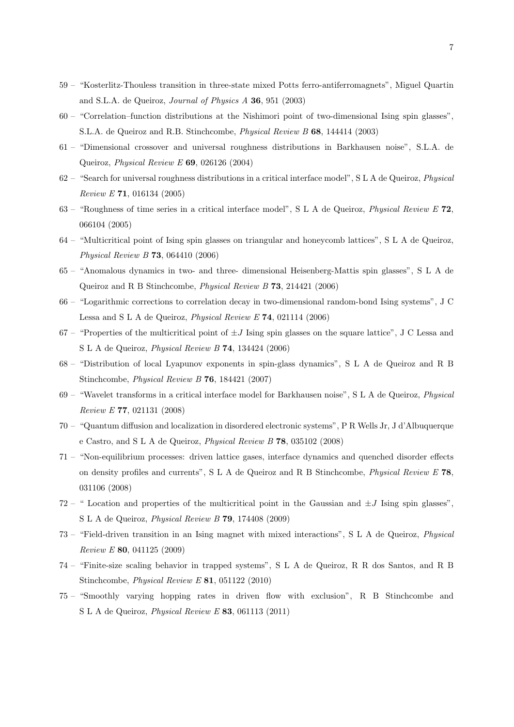59 – "Kosterlitz-Thouless transition in three-state mixed Potts ferro-antiferromagnets", Miguel Quartin and S.L.A. de Queiroz, *Journal of Physics A* **36**, 951 (2003)

60 – "Correlation–function distributions at the Nishimori point of two-dimensional Ising spin glasses", S.L.A. de Queiroz and R.B. Stinchcombe, *Physical Review B* **68**, 144414 (2003)

61 – "Dimensional crossover and universal roughness distributions in Barkhausen noise", S.L.A. de Queiroz, *Physical Review E* **69**, 026126 (2004)

62 – "Search for universal roughness distributions in a critical interface model", S L A de Queiroz, *Physical Review E* **71**, 016134 (2005)

63 – "Roughness of time series in a critical interface model", S L A de Queiroz, *Physical Review E* **72**, 066104 (2005)

64 – "Multicritical point of Ising spin glasses on triangular and honeycomb lattices", S L A de Queiroz, *Physical Review B* **73**, 064410 (2006)

65 – "Anomalous dynamics in two- and three- dimensional Heisenberg-Mattis spin glasses", S L A de Queiroz and R B Stinchcombe, *Physical Review B* **73**, 214421 (2006)

66 – "Logarithmic corrections to correlation decay in two-dimensional random-bond Ising systems", J C Lessa and S L A de Queiroz, *Physical Review E* **74**, 021114 (2006)

67 – "Properties of the multicritical point of $\pm J$ Ising spin glasses on the square lattice", J C Lessa and S L A de Queiroz, *Physical Review B* **74**, 134424 (2006)

68 – "Distribution of local Lyapunov exponents in spin-glass dynamics", S L A de Queiroz and R B Stinchcombe, *Physical Review B* **76**, 184421 (2007)

69 – "Wavelet transforms in a critical interface model for Barkhausen noise", S L A de Queiroz, *Physical Review E* **77**, 021131 (2008)

70 – "Quantum diffusion and localization in disordered electronic systems", P R Wells Jr, J d'Albuquerque e Castro, and S L A de Queiroz, *Physical Review B* **78**, 035102 (2008)

71 – "Non-equilibrium processes: driven lattice gases, interface dynamics and quenched disorder effects on density profiles and currents", S L A de Queiroz and R B Stinchcombe, *Physical Review E* **78**, 031106 (2008)

72 – " Location and properties of the multicritical point in the Gaussian and $\pm J$ Ising spin glasses", S L A de Queiroz, *Physical Review B* **79**, 174408 (2009)

73 – "Field-driven transition in an Ising magnet with mixed interactions", S L A de Queiroz, *Physical Review E* **80**, 041125 (2009)

74 – "Finite-size scaling behavior in trapped systems", S L A de Queiroz, R R dos Santos, and R B Stinchcombe, *Physical Review E* **81**, 051122 (2010)

75 – "Smoothly varying hopping rates in driven flow with exclusion", R B Stinchcombe and S L A de Queiroz, *Physical Review E* **83**, 061113 (2011)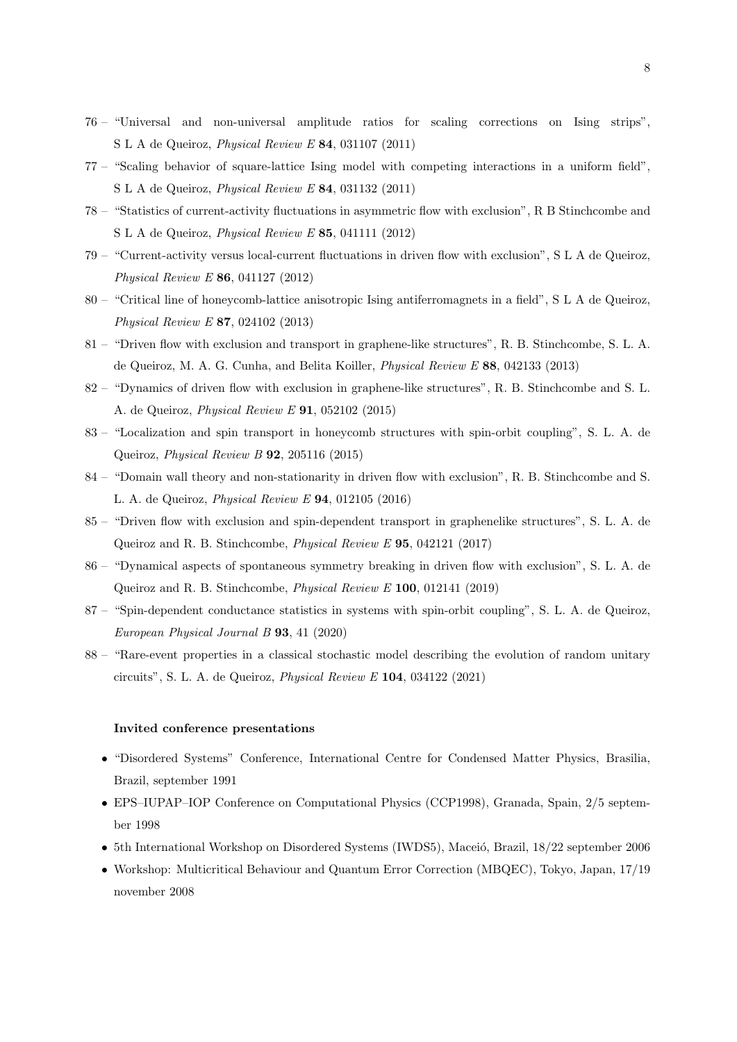76 – "Universal and non-universal amplitude ratios for scaling corrections on Ising strips", S L A de Queiroz, *Physical Review E* **84**, 031107 (2011)

77 – "Scaling behavior of square-lattice Ising model with competing interactions in a uniform field", S L A de Queiroz, *Physical Review E* **84**, 031132 (2011)

78 – "Statistics of current-activity fluctuations in asymmetric flow with exclusion", R B Stinchcombe and S L A de Queiroz, *Physical Review E* **85**, 041111 (2012)

79 – "Current-activity versus local-current fluctuations in driven flow with exclusion", S L A de Queiroz, *Physical Review E* **86**, 041127 (2012)

80 – "Critical line of honeycomb-lattice anisotropic Ising antiferromagnets in a field", S L A de Queiroz, *Physical Review E* **87**, 024102 (2013)

81 – "Driven flow with exclusion and transport in graphene-like structures", R. B. Stinchcombe, S. L. A. de Queiroz, M. A. G. Cunha, and Belita Koiller, *Physical Review E* **88**, 042133 (2013)

82 – "Dynamics of driven flow with exclusion in graphene-like structures", R. B. Stinchcombe and S. L. A. de Queiroz, *Physical Review E* **91**, 052102 (2015)

83 – "Localization and spin transport in honeycomb structures with spin-orbit coupling", S. L. A. de Queiroz, *Physical Review B* **92**, 205116 (2015)

84 – "Domain wall theory and non-stationarity in driven flow with exclusion", R. B. Stinchcombe and S. L. A. de Queiroz, *Physical Review E* **94**, 012105 (2016)

85 – "Driven flow with exclusion and spin-dependent transport in graphenelike structures", S. L. A. de Queiroz and R. B. Stinchcombe, *Physical Review E* **95**, 042121 (2017)

86 – "Dynamical aspects of spontaneous symmetry breaking in driven flow with exclusion", S. L. A. de Queiroz and R. B. Stinchcombe, *Physical Review E* **100**, 012141 (2019)

87 – "Spin-dependent conductance statistics in systems with spin-orbit coupling", S. L. A. de Queiroz, *European Physical Journal B* **93**, 41 (2020)

88 – "Rare-event properties in a classical stochastic model describing the evolution of random unitary circuits", S. L. A. de Queiroz, *Physical Review E* **104**, 034122 (2021)

**Invited conference presentations**

- "Disordered Systems" Conference, International Centre for Condensed Matter Physics, Brasilia, Brazil, september 1991
- EPS–IUPAP–IOP Conference on Computational Physics (CCP1998), Granada, Spain, 2/5 september 1998
- 5th International Workshop on Disordered Systems (IWDS5), Maceió, Brazil, 18/22 september 2006
- Workshop: Multicritical Behaviour and Quantum Error Correction (MBQEC), Tokyo, Japan, 17/19 november 2008